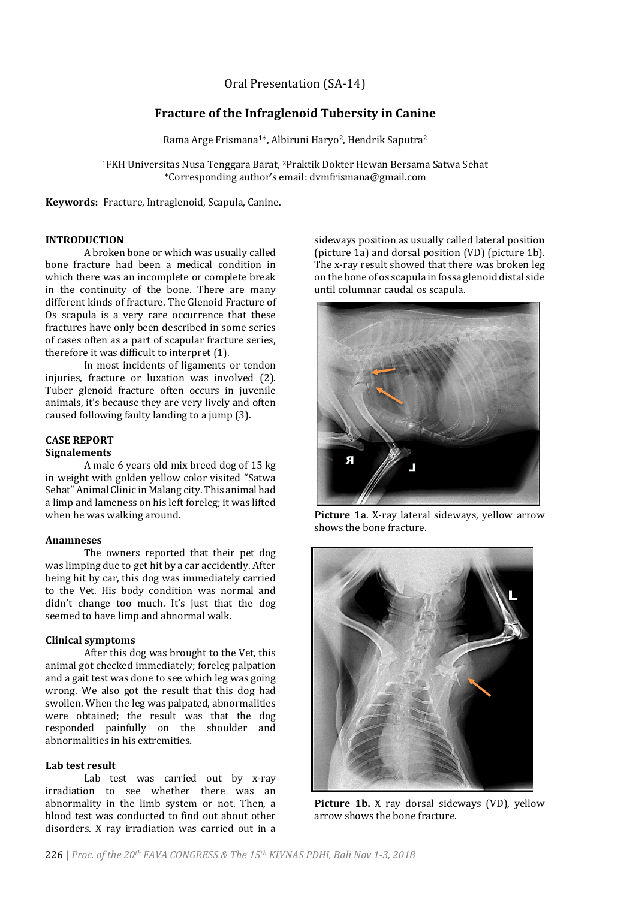Oral Presentation (SA-14)

# Fracture of the Infraglenoid Tubersity in Canine

Rama Arge Frismana[1]*, Albiruni Haryo[2], Hendrik Saputra[2]

[1]FKH Universitas Nusa Tenggara Barat, [2]Praktik Dokter Hewan Bersama Satwa Sehat
*Corresponding author's email: dvmfrismana@gmail.com

**Keywords:** Fracture, Intraglenoid, Scapula, Canine.

## INTRODUCTION

A broken bone or which was usually called bone fracture had been a medical condition in which there was an incomplete or complete break in the continuity of the bone. There are many different kinds of fracture. The Glenoid Fracture of Os scapula is a very rare occurrence that these fractures have only been described in some series of cases often as a part of scapular fracture series, therefore it was difficult to interpret (1).

In most incidents of ligaments or tendon injuries, fracture or luxation was involved (2). Tuber glenoid fracture often occurs in juvenile animals, it's because they are very lively and often caused following faulty landing to a jump (3).

## CASE REPORT

### Signalements

A male 6 years old mix breed dog of 15 kg in weight with golden yellow color visited "Satwa Sehat" Animal Clinic in Malang city. This animal had a limp and lameness on his left foreleg; it was lifted when he was walking around.

### Anamneses

The owners reported that their pet dog was limping due to get hit by a car accidently. After being hit by car, this dog was immediately carried to the Vet. His body condition was normal and didn't change too much. It's just that the dog seemed to have limp and abnormal walk.

### Clinical symptoms

After this dog was brought to the Vet, this animal got checked immediately; foreleg palpation and a gait test was done to see which leg was going wrong. We also got the result that this dog had swollen. When the leg was palpated, abnormalities were obtained; the result was that the dog responded painfully on the shoulder and abnormalities in his extremities.

### Lab test result

Lab test was carried out by x-ray irradiation to see whether there was an abnormality in the limb system or not. Then, a blood test was conducted to find out about other disorders. X ray irradiation was carried out in a sideways position as usually called lateral position (picture 1a) and dorsal position (VD) (picture 1b). The x-ray result showed that there was broken leg on the bone of os scapula in fossa glenoid distal side until columnar caudal os scapula.

**Picture 1a**. X-ray lateral sideways, yellow arrow shows the bone fracture.

**Picture 1b.** X ray dorsal sideways (VD), yellow arrow shows the bone fracture.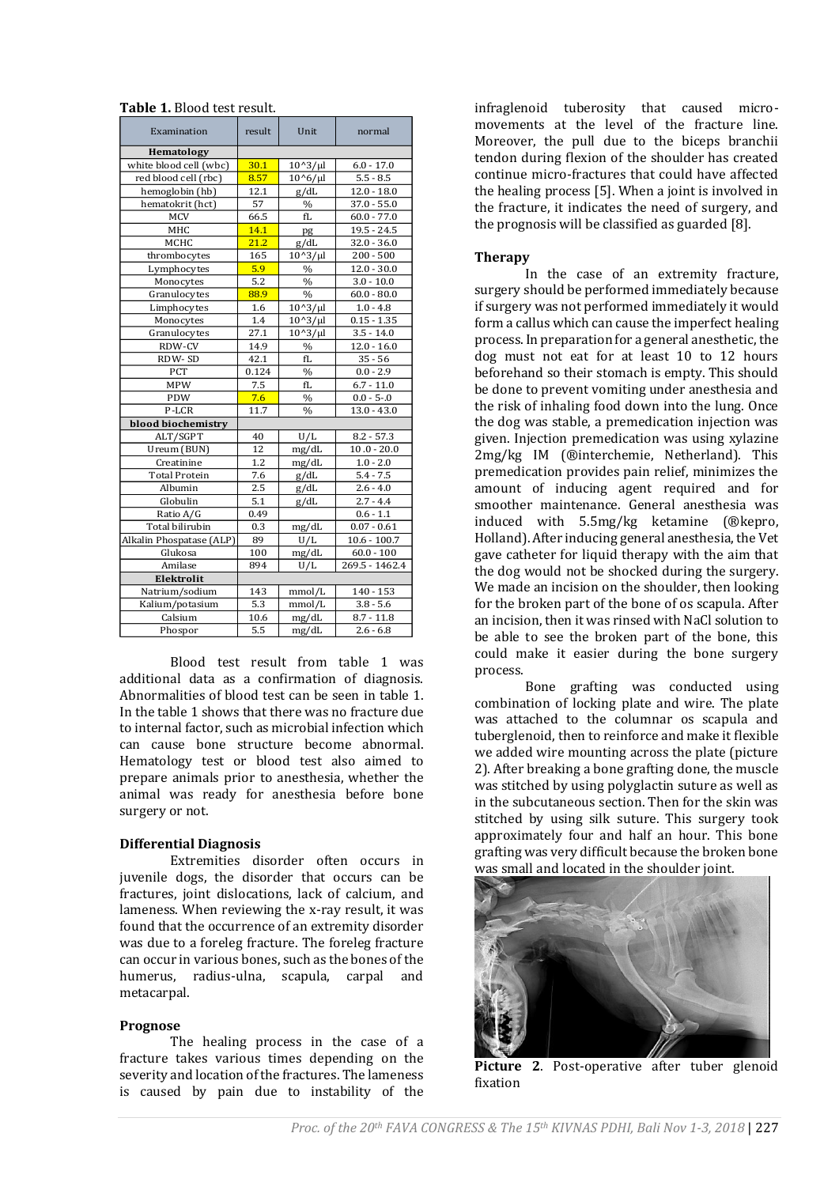**Table 1.** Blood test result.

| Examination | result | Unit | normal |
|---|---|---|---|
| **Hematology** | | | |
| white blood cell (wbc) | 30.1 | 10^3/µl | 6.0 - 17.0 |
| red blood cell (rbc) | 8.57 | 10^6/µl | 5.5 - 8.5 |
| hemoglobin (hb) | 12.1 | g/dL | 12.0 - 18.0 |
| hematokrit (hct) | 57 | % | 37.0 - 55.0 |
| MCV | 66.5 | fL | 60.0 - 77.0 |
| MHC | 14.1 | pg | 19.5 - 24.5 |
| MCHC | 21.2 | g/dL | 32.0 - 36.0 |
| thrombocytes | 165 | 10^3/µl | 200 - 500 |
| Lymphocytes | 5.9 | % | 12.0 - 30.0 |
| Monocytes | 5.2 | % | 3.0 - 10.0 |
| Granulocytes | 88.9 | % | 60.0 - 80.0 |
| Limphocytes | 1.6 | 10^3/µl | 1.0 - 4.8 |
| Monocytes | 1.4 | 10^3/µl | 0.15 - 1.35 |
| Granulocytes | 27.1 | 10^3/µl | 3.5 - 14.0 |
| RDW-CV | 14.9 | % | 12.0 - 16.0 |
| RDW- SD | 42.1 | fL | 35 - 56 |
| PCT | 0.124 | % | 0.0 - 2.9 |
| MPW | 7.5 | fL | 6.7 - 11.0 |
| PDW | 7.6 | % | 0.0 - 5-.0 |
| P-LCR | 11.7 | % | 13.0 - 43.0 |
| **blood biochemistry** | | | |
| ALT/SGPT | 40 | U/L | 8.2 - 57.3 |
| Ureum (BUN) | 12 | mg/dL | 10 .0 - 20.0 |
| Creatinine | 1.2 | mg/dL | 1.0 - 2.0 |
| Total Protein | 7.6 | g/dL | 5.4 - 7.5 |
| Albumin | 2.5 | g/dL | 2.6 - 4.0 |
| Globulin | 5.1 | g/dL | 2.7 - 4.4 |
| Ratio A/G | 0.49 | | 0.6 - 1.1 |
| Total bilirubin | 0.3 | mg/dL | 0.07 - 0.61 |
| Alkalin Phospatase (ALP) | 89 | U/L | 10.6 - 100.7 |
| Glukosa | 100 | mg/dL | 60.0 - 100 |
| Amilase | 894 | U/L | 269.5 - 1462.4 |
| **Elektrolit** | | | |
| Natrium/sodium | 143 | mmol/L | 140 - 153 |
| Kalium/potasium | 5.3 | mmol/L | 3.8 - 5.6 |
| Calsium | 10.6 | mg/dL | 8.7 - 11.8 |
| Phospor | 5.5 | mg/dL | 2.6 - 6.8 |

Blood test result from table 1 was additional data as a confirmation of diagnosis. Abnormalities of blood test can be seen in table 1. In the table 1 shows that there was no fracture due to internal factor, such as microbial infection which can cause bone structure become abnormal. Hematology test or blood test also aimed to prepare animals prior to anesthesia, whether the animal was ready for anesthesia before bone surgery or not.

### Differential Diagnosis

Extremities disorder often occurs in juvenile dogs, the disorder that occurs can be fractures, joint dislocations, lack of calcium, and lameness. When reviewing the x-ray result, it was found that the occurrence of an extremity disorder was due to a foreleg fracture. The foreleg fracture can occur in various bones, such as the bones of the humerus, radius-ulna, scapula, carpal and metacarpal.

### Prognose

The healing process in the case of a fracture takes various times depending on the severity and location of the fractures. The lameness is caused by pain due to instability of the infraglenoid tuberosity that caused micro-movements at the level of the fracture line. Moreover, the pull due to the biceps branchii tendon during flexion of the shoulder has created continue micro-fractures that could have affected the healing process [5]. When a joint is involved in the fracture, it indicates the need of surgery, and the prognosis will be classified as guarded [8].

### Therapy

In the case of an extremity fracture, surgery should be performed immediately because if surgery was not performed immediately it would form a callus which can cause the imperfect healing process. In preparation for a general anesthetic, the dog must not eat for at least 10 to 12 hours beforehand so their stomach is empty. This should be done to prevent vomiting under anesthesia and the risk of inhaling food down into the lung. Once the dog was stable, a premedication injection was given. Injection premedication was using xylazine 2mg/kg IM (®interchemie, Netherland). This premedication provides pain relief, minimizes the amount of inducing agent required and for smoother maintenance. General anesthesia was induced with 5.5mg/kg ketamine (®kepro, Holland). After inducing general anesthesia, the Vet gave catheter for liquid therapy with the aim that the dog would not be shocked during the surgery. We made an incision on the shoulder, then looking for the broken part of the bone of os scapula. After an incision, then it was rinsed with NaCl solution to be able to see the broken part of the bone, this could make it easier during the bone surgery process.

Bone grafting was conducted using combination of locking plate and wire. The plate was attached to the columnar os scapula and tuberglenoid, then to reinforce and make it flexible we added wire mounting across the plate (picture 2). After breaking a bone grafting done, the muscle was stitched by using polyglactin suture as well as in the subcutaneous section. Then for the skin was stitched by using silk suture. This surgery took approximately four and half an hour. This bone grafting was very difficult because the broken bone was small and located in the shoulder joint.

**Picture 2**. Post-operative after tuber glenoid fixation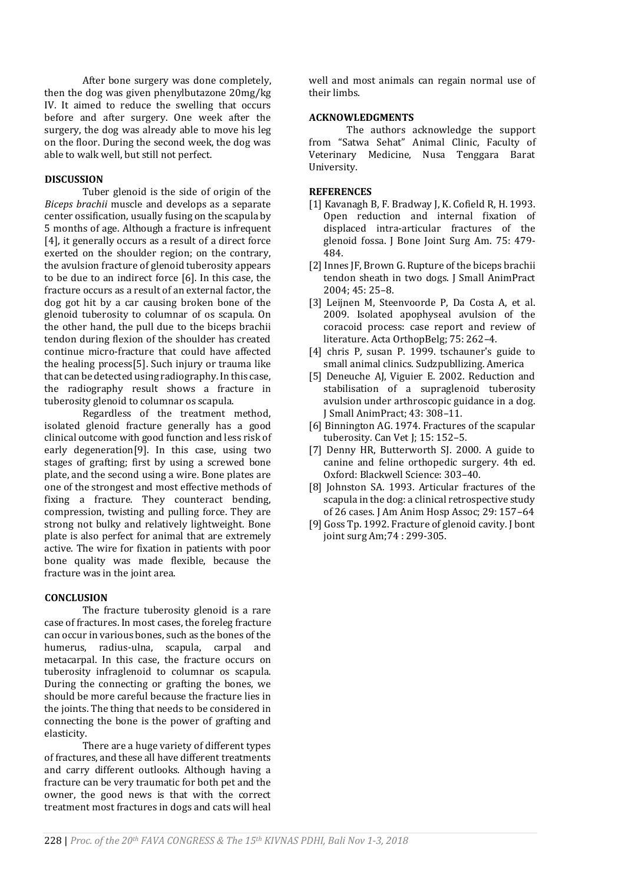After bone surgery was done completely, then the dog was given phenylbutazone 20mg/kg IV. It aimed to reduce the swelling that occurs before and after surgery. One week after the surgery, the dog was already able to move his leg on the floor. During the second week, the dog was able to walk well, but still not perfect.

## DISCUSSION

Tuber glenoid is the side of origin of the *Biceps brachii* muscle and develops as a separate center ossification, usually fusing on the scapula by 5 months of age. Although a fracture is infrequent [4], it generally occurs as a result of a direct force exerted on the shoulder region; on the contrary, the avulsion fracture of glenoid tuberosity appears to be due to an indirect force [6]. In this case, the fracture occurs as a result of an external factor, the dog got hit by a car causing broken bone of the glenoid tuberosity to columnar of os scapula. On the other hand, the pull due to the biceps brachii tendon during flexion of the shoulder has created continue micro-fracture that could have affected the healing process[5]. Such injury or trauma like that can be detected using radiography. In this case, the radiography result shows a fracture in tuberosity glenoid to columnar os scapula.

Regardless of the treatment method, isolated glenoid fracture generally has a good clinical outcome with good function and less risk of early degeneration[9]. In this case, using two stages of grafting; first by using a screwed bone plate, and the second using a wire. Bone plates are one of the strongest and most effective methods of fixing a fracture. They counteract bending, compression, twisting and pulling force. They are strong not bulky and relatively lightweight. Bone plate is also perfect for animal that are extremely active. The wire for fixation in patients with poor bone quality was made flexible, because the fracture was in the joint area.

## CONCLUSION

The fracture tuberosity glenoid is a rare case of fractures. In most cases, the foreleg fracture can occur in various bones, such as the bones of the humerus, radius-ulna, scapula, carpal and metacarpal. In this case, the fracture occurs on tuberosity infraglenoid to columnar os scapula. During the connecting or grafting the bones, we should be more careful because the fracture lies in the joints. The thing that needs to be considered in connecting the bone is the power of grafting and elasticity.

There are a huge variety of different types of fractures, and these all have different treatments and carry different outlooks. Although having a fracture can be very traumatic for both pet and the owner, the good news is that with the correct treatment most fractures in dogs and cats will heal well and most animals can regain normal use of their limbs.

## ACKNOWLEDGMENTS

The authors acknowledge the support from "Satwa Sehat" Animal Clinic, Faculty of Veterinary Medicine, Nusa Tenggara Barat University.

## REFERENCES

[1] Kavanagh B, F. Bradway J, K. Cofield R, H. 1993. Open reduction and internal fixation of displaced intra-articular fractures of the glenoid fossa. J Bone Joint Surg Am. 75: 479-484.

[2] Innes JF, Brown G. Rupture of the biceps brachii tendon sheath in two dogs. J Small AnimPract 2004; 45: 25–8.

[3] Leijnen M, Steenvoorde P, Da Costa A, et al. 2009. Isolated apophyseal avulsion of the coracoid process: case report and review of literature. Acta OrthopBelg; 75: 262–4.

[4] chris P, susan P. 1999. tschauner's guide to small animal clinics. Sudzpubllizing. America

[5] Deneuche AJ, Viguier E. 2002. Reduction and stabilisation of a supraglenoid tuberosity avulsion under arthroscopic guidance in a dog. J Small AnimPract; 43: 308–11.

[6] Binnington AG. 1974. Fractures of the scapular tuberosity. Can Vet J; 15: 152–5.

[7] Denny HR, Butterworth SJ. 2000. A guide to canine and feline orthopedic surgery. 4th ed. Oxford: Blackwell Science: 303–40.

[8] Johnston SA. 1993. Articular fractures of the scapula in the dog: a clinical retrospective study of 26 cases. J Am Anim Hosp Assoc; 29: 157–64

[9] Goss Tp. 1992. Fracture of glenoid cavity. J bont joint surg Am;74 : 299-305.